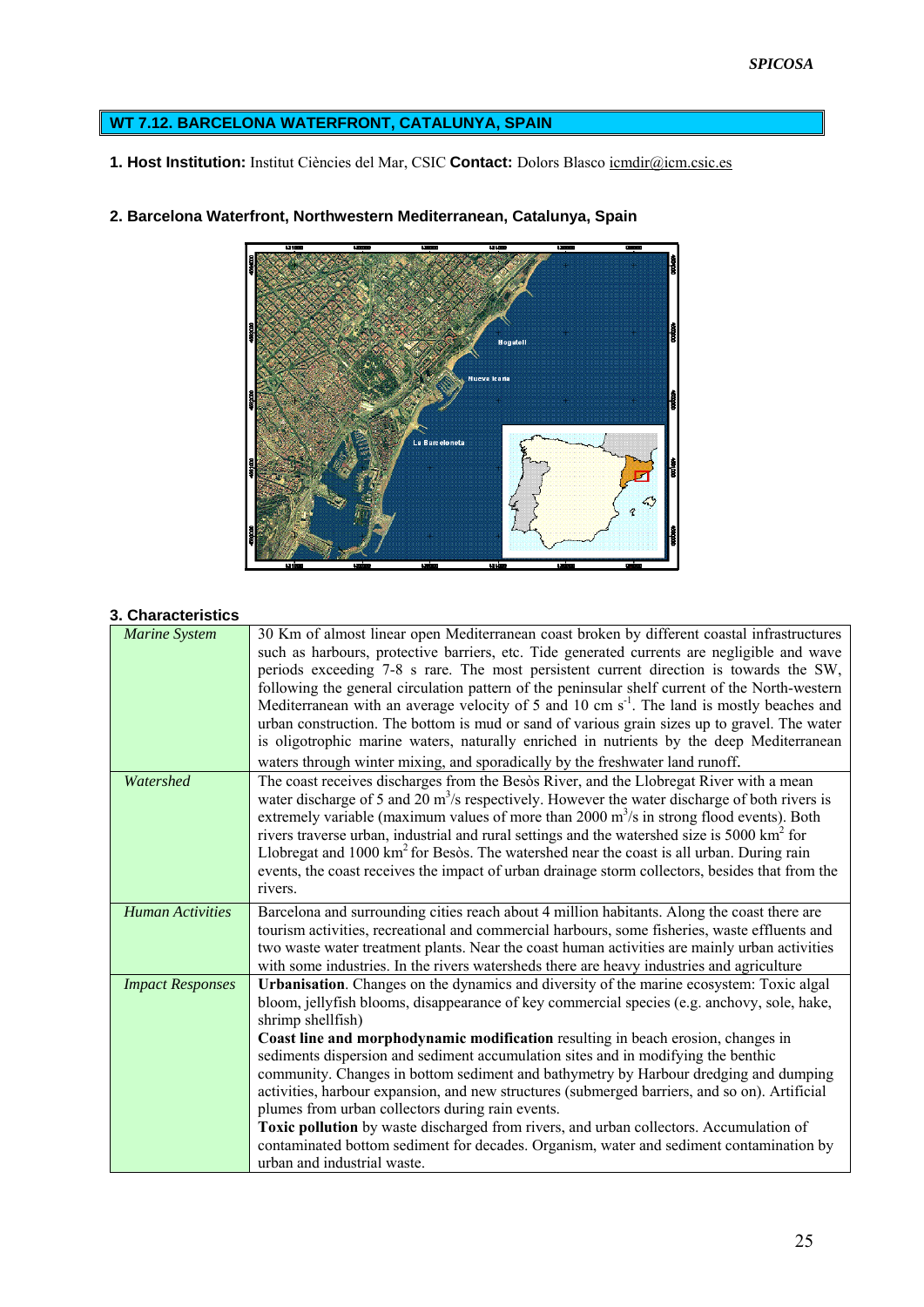## WT 7.12. BARCELONA WATERFRONT, CATALUNYA, SPAIN

**1. Host Institution:** Institut Ciències del Mar, CSIC **Contact:** Dolors Blasco icmdir@icm.csic.es

**2. Barcelona Waterfront, Northwestern Mediterranean, Catalunya, Spain**

**3. Characteristics**

| | |
|---|---|
| *Marine System* | 30 Km of almost linear open Mediterranean coast broken by different coastal infrastructures such as harbours, protective barriers, etc. Tide generated currents are negligible and wave periods exceeding 7-8 s rare. The most persistent current direction is towards the SW, following the general circulation pattern of the peninsular shelf current of the North-western Mediterranean with an average velocity of 5 and 10 cm $s^{-1}$. The land is mostly beaches and urban construction. The bottom is mud or sand of various grain sizes up to gravel. The water is oligotrophic marine waters, naturally enriched in nutrients by the deep Mediterranean waters through winter mixing, and sporadically by the freshwater land runoff. |
| *Watershed* | The coast receives discharges from the Besòs River, and the Llobregat River with a mean water discharge of 5 and 20 $m^3/s$ respectively. However the water discharge of both rivers is extremely variable (maximum values of more than 2000 $m^3/s$ in strong flood events). Both rivers traverse urban, industrial and rural settings and the watershed size is 5000 $km^2$ for Llobregat and 1000 $km^2$ for Besòs. The watershed near the coast is all urban. During rain events, the coast receives the impact of urban drainage storm collectors, besides that from the rivers. |
| *Human Activities* | Barcelona and surrounding cities reach about 4 million habitants. Along the coast there are tourism activities, recreational and commercial harbours, some fisheries, waste effluents and two waste water treatment plants. Near the coast human activities are mainly urban activities with some industries. In the rivers watersheds there are heavy industries and agriculture |
| *Impact Responses* | **Urbanisation**. Changes on the dynamics and diversity of the marine ecosystem: Toxic algal bloom, jellyfish blooms, disappearance of key commercial species (e.g. anchovy, sole, hake, shrimp shellfish)<br>**Coast line and morphodynamic modification** resulting in beach erosion, changes in sediments dispersion and sediment accumulation sites and in modifying the benthic community. Changes in bottom sediment and bathymetry by Harbour dredging and dumping activities, harbour expansion, and new structures (submerged barriers, and so on). Artificial plumes from urban collectors during rain events.<br>**Toxic pollution** by waste discharged from rivers, and urban collectors. Accumulation of contaminated bottom sediment for decades. Organism, water and sediment contamination by urban and industrial waste. |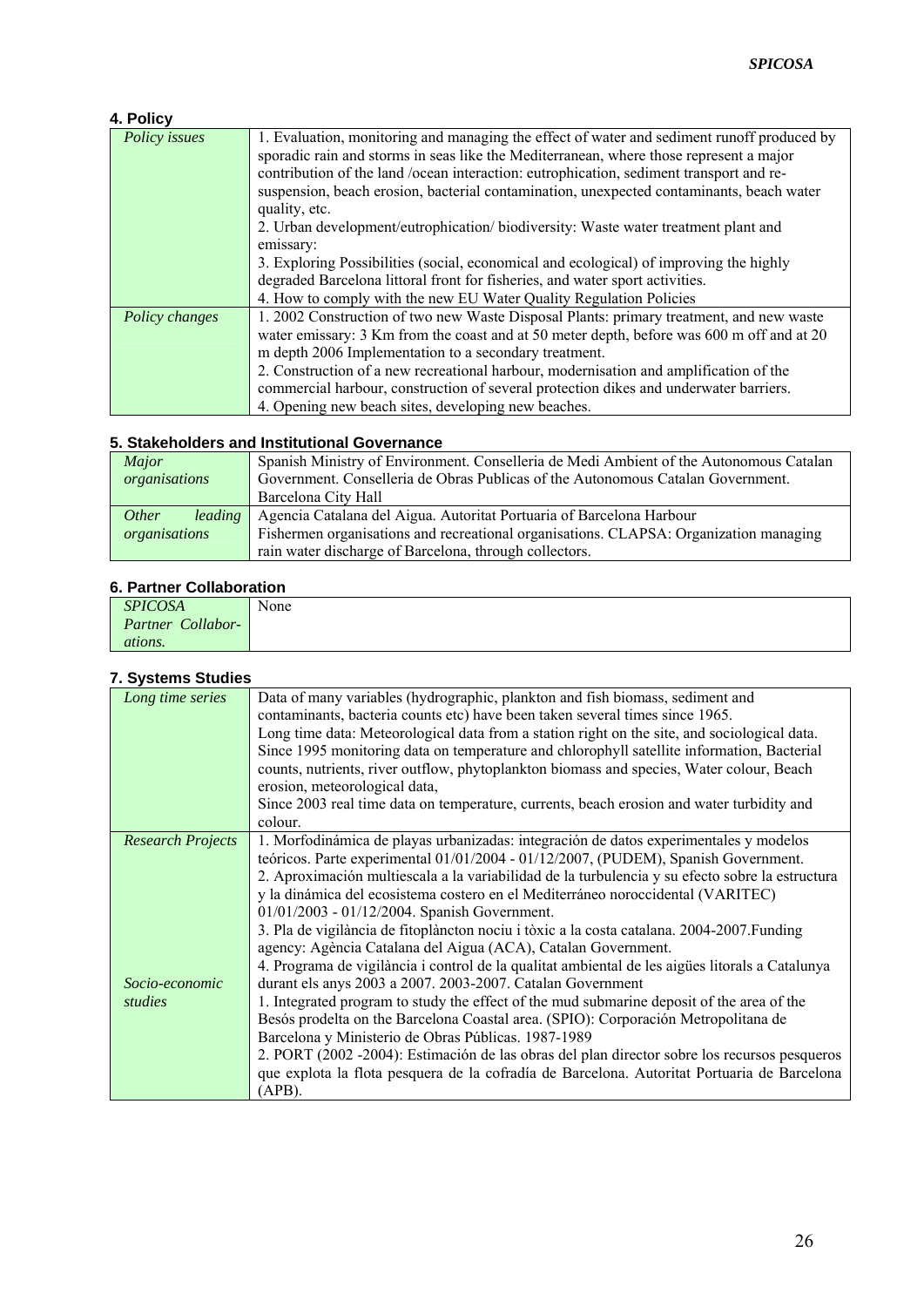### 4. Policy

| | |
|---|---|
| *Policy issues* | 1. Evaluation, monitoring and managing the effect of water and sediment runoff produced by sporadic rain and storms in seas like the Mediterranean, where those represent a major contribution of the land /ocean interaction: eutrophication, sediment transport and re-suspension, beach erosion, bacterial contamination, unexpected contaminants, beach water quality, etc.<br>2. Urban development/eutrophication/ biodiversity: Waste water treatment plant and emissary:<br>3. Exploring Possibilities (social, economical and ecological) of improving the highly degraded Barcelona littoral front for fisheries, and water sport activities.<br>4. How to comply with the new EU Water Quality Regulation Policies |
| *Policy changes* | 1. 2002 Construction of two new Waste Disposal Plants: primary treatment, and new waste water emissary: 3 Km from the coast and at 50 meter depth, before was 600 m off and at 20 m depth 2006 Implementation to a secondary treatment.<br>2. Construction of a new recreational harbour, modernisation and amplification of the commercial harbour, construction of several protection dikes and underwater barriers.<br>4. Opening new beach sites, developing new beaches. |

### 5. Stakeholders and Institutional Governance

| | |
|---|---|
| *Major organisations* | Spanish Ministry of Environment. Conselleria de Medi Ambient of the Autonomous Catalan Government. Conselleria de Obras Publicas of the Autonomous Catalan Government. Barcelona City Hall |
| *Other leading organisations* | Agencia Catalana del Aigua. Autoritat Portuaria of Barcelona Harbour<br>Fishermen organisations and recreational organisations. CLAPSA: Organization managing rain water discharge of Barcelona, through collectors. |

### 6. Partner Collaboration

| | |
|---|---|
| *SPICOSA Partner Collaborations.* | None |

### 7. Systems Studies

| | |
|---|---|
| *Long time series* | Data of many variables (hydrographic, plankton and fish biomass, sediment and contaminants, bacteria counts etc) have been taken several times since 1965.<br>Long time data: Meteorological data from a station right on the site, and sociological data.<br>Since 1995 monitoring data on temperature and chlorophyll satellite information, Bacterial counts, nutrients, river outflow, phytoplankton biomass and species, Water colour, Beach erosion, meteorological data,<br>Since 2003 real time data on temperature, currents, beach erosion and water turbidity and colour. |
| *Research Projects* | 1. Morfodinámica de playas urbanizadas: integración de datos experimentales y modelos teóricos. Parte experimental 01/01/2004 - 01/12/2007, (PUDEM), Spanish Government.<br>2. Aproximación multiescala a la variabilidad de la turbulencia y su efecto sobre la estructura y la dinámica del ecosistema costero en el Mediterráneo noroccidental (VARITEC) 01/01/2003 - 01/12/2004. Spanish Government.<br>3. Pla de vigilància de fitoplàncton nociu i tòxic a la costa catalana. 2004-2007.Funding agency: Agència Catalana del Aigua (ACA), Catalan Government.<br>4. Programa de vigilància i control de la qualitat ambiental de les aigües litorals a Catalunya durant els anys 2003 a 2007. 2003-2007. Catalan Government |
| *Socio-economic studies* | 1. Integrated program to study the effect of the mud submarine deposit of the area of the Besós prodelta on the Barcelona Coastal area. (SPIO): Corporación Metropolitana de Barcelona y Ministerio de Obras Públicas. 1987-1989<br>2. PORT (2002 -2004): Estimación de las obras del plan director sobre los recursos pesqueros que explota la flota pesquera de la cofradía de Barcelona. Autoritat Portuaria de Barcelona (APB). |